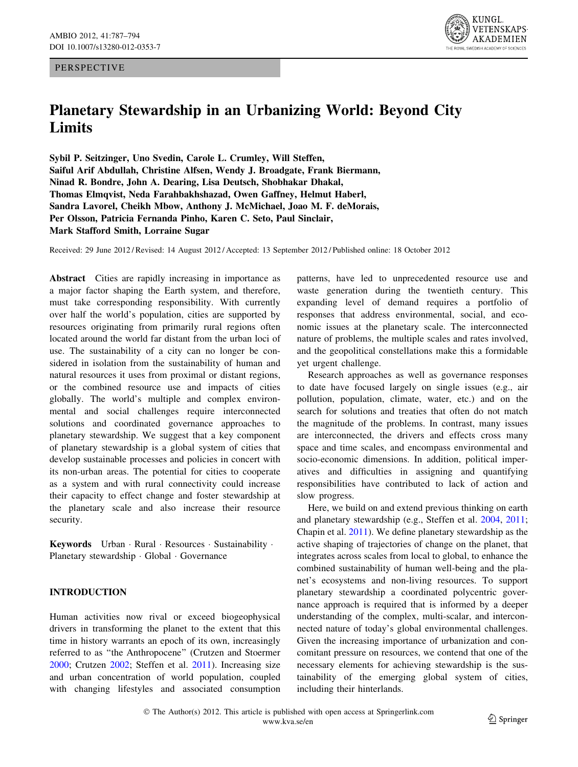PERSPECTIVE

# Planetary Stewardship in an Urbanizing World: Beyond City Limits

**Sybil P. Seitzinger, Uno Svedin, Carole L. Crumley, Will Steffen, Saiful Arif Abdullah, Christine Alfsen, Wendy J. Broadgate, Frank Biermann, Ninad R. Bondre, John A. Dearing, Lisa Deutsch, Shobhakar Dhakal, Thomas Elmqvist, Neda Farahbakhshazad, Owen Gaffney, Helmut Haberl, Sandra Lavorel, Cheikh Mbow, Anthony J. McMichael, Joao M. F. deMorais, Per Olsson, Patricia Fernanda Pinho, Karen C. Seto, Paul Sinclair, Mark Stafford Smith, Lorraine Sugar**

Received: 29 June 2012 / Revised: 14 August 2012 / Accepted: 13 September 2012 / Published online: 18 October 2012

**Abstract** Cities are rapidly increasing in importance as a major factor shaping the Earth system, and therefore, must take corresponding responsibility. With currently over half the world's population, cities are supported by resources originating from primarily rural regions often located around the world far distant from the urban loci of use. The sustainability of a city can no longer be considered in isolation from the sustainability of human and natural resources it uses from proximal or distant regions, or the combined resource use and impacts of cities globally. The world's multiple and complex environmental and social challenges require interconnected solutions and coordinated governance approaches to planetary stewardship. We suggest that a key component of planetary stewardship is a global system of cities that develop sustainable processes and policies in concert with its non-urban areas. The potential for cities to cooperate as a system and with rural connectivity could increase their capacity to effect change and foster stewardship at the planetary scale and also increase their resource security.

**Keywords** Urban · Rural · Resources · Sustainability · Planetary stewardship · Global · Governance

## INTRODUCTION

Human activities now rival or exceed biogeophysical drivers in transforming the planet to the extent that this time in history warrants an epoch of its own, increasingly referred to as "the Anthropocene" (Crutzen and Stoermer 2000; Crutzen 2002; Steffen et al. 2011). Increasing size and urban concentration of world population, coupled with changing lifestyles and associated consumption patterns, have led to unprecedented resource use and waste generation during the twentieth century. This expanding level of demand requires a portfolio of responses that address environmental, social, and economic issues at the planetary scale. The interconnected nature of problems, the multiple scales and rates involved, and the geopolitical constellations make this a formidable yet urgent challenge.

Research approaches as well as governance responses to date have focused largely on single issues (e.g., air pollution, population, climate, water, etc.) and on the search for solutions and treaties that often do not match the magnitude of the problems. In contrast, many issues are interconnected, the drivers and effects cross many space and time scales, and encompass environmental and socio-economic dimensions. In addition, political imperatives and difficulties in assigning and quantifying responsibilities have contributed to lack of action and slow progress.

Here, we build on and extend previous thinking on earth and planetary stewardship (e.g., Steffen et al. 2004, 2011; Chapin et al. 2011). We define planetary stewardship as the active shaping of trajectories of change on the planet, that integrates across scales from local to global, to enhance the combined sustainability of human well-being and the planet's ecosystems and non-living resources. To support planetary stewardship a coordinated polycentric governance approach is required that is informed by a deeper understanding of the complex, multi-scalar, and interconnected nature of today's global environmental challenges. Given the increasing importance of urbanization and concomitant pressure on resources, we contend that one of the necessary elements for achieving stewardship is the sustainability of the emerging global system of cities, including their hinterlands.

© The Author(s) 2012. This article is published with open access at Springerlink.com
www.kva.se/en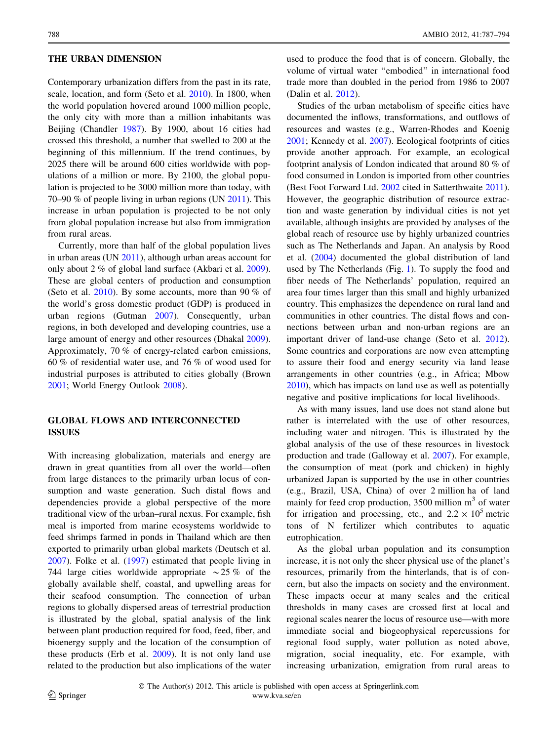## THE URBAN DIMENSION

Contemporary urbanization differs from the past in its rate, scale, location, and form (Seto et al. 2010). In 1800, when the world population hovered around 1000 million people, the only city with more than a million inhabitants was Beijing (Chandler 1987). By 1900, about 16 cities had crossed this threshold, a number that swelled to 200 at the beginning of this millennium. If the trend continues, by 2025 there will be around 600 cities worldwide with populations of a million or more. By 2100, the global population is projected to be 3000 million more than today, with 70–90 % of people living in urban regions (UN 2011). This increase in urban population is projected to be not only from global population increase but also from immigration from rural areas.

Currently, more than half of the global population lives in urban areas (UN 2011), although urban areas account for only about 2 % of global land surface (Akbari et al. 2009). These are global centers of production and consumption (Seto et al. 2010). By some accounts, more than 90 % of the world's gross domestic product (GDP) is produced in urban regions (Gutman 2007). Consequently, urban regions, in both developed and developing countries, use a large amount of energy and other resources (Dhakal 2009). Approximately, 70 % of energy-related carbon emissions, 60 % of residential water use, and 76 % of wood used for industrial purposes is attributed to cities globally (Brown 2001; World Energy Outlook 2008).

## GLOBAL FLOWS AND INTERCONNECTED ISSUES

With increasing globalization, materials and energy are drawn in great quantities from all over the world—often from large distances to the primarily urban locus of consumption and waste generation. Such distal flows and dependencies provide a global perspective of the more traditional view of the urban–rural nexus. For example, fish meal is imported from marine ecosystems worldwide to feed shrimps farmed in ponds in Thailand which are then exported to primarily urban global markets (Deutsch et al. 2007). Folke et al. (1997) estimated that people living in 744 large cities worldwide appropriate ~25 % of the globally available shelf, coastal, and upwelling areas for their seafood consumption. The connection of urban regions to globally dispersed areas of terrestrial production is illustrated by the global, spatial analysis of the link between plant production required for food, feed, fiber, and bioenergy supply and the location of the consumption of these products (Erb et al. 2009). It is not only land use related to the production but also implications of the water used to produce the food that is of concern. Globally, the volume of virtual water "embodied" in international food trade more than doubled in the period from 1986 to 2007 (Dalin et al. 2012).

Studies of the urban metabolism of specific cities have documented the inflows, transformations, and outflows of resources and wastes (e.g., Warren-Rhodes and Koenig 2001; Kennedy et al. 2007). Ecological footprints of cities provide another approach. For example, an ecological footprint analysis of London indicated that around 80 % of food consumed in London is imported from other countries (Best Foot Forward Ltd. 2002 cited in Satterthwaite 2011). However, the geographic distribution of resource extraction and waste generation by individual cities is not yet available, although insights are provided by analyses of the global reach of resource use by highly urbanized countries such as The Netherlands and Japan. An analysis by Rood et al. (2004) documented the global distribution of land used by The Netherlands (Fig. 1). To supply the food and fiber needs of The Netherlands' population, required an area four times larger than this small and highly urbanized country. This emphasizes the dependence on rural land and communities in other countries. The distal flows and connections between urban and non-urban regions are an important driver of land-use change (Seto et al. 2012). Some countries and corporations are now even attempting to assure their food and energy security via land lease arrangements in other countries (e.g., in Africa; Mbow 2010), which has impacts on land use as well as potentially negative and positive implications for local livelihoods.

As with many issues, land use does not stand alone but rather is interrelated with the use of other resources, including water and nitrogen. This is illustrated by the global analysis of the use of these resources in livestock production and trade (Galloway et al. 2007). For example, the consumption of meat (pork and chicken) in highly urbanized Japan is supported by the use in other countries (e.g., Brazil, USA, China) of over 2 million ha of land mainly for feed crop production, 3500 million $m^3$ of water for irrigation and processing, etc., and $2.2 \times 10^5$ metric tons of N fertilizer which contributes to aquatic eutrophication.

As the global urban population and its consumption increase, it is not only the sheer physical use of the planet's resources, primarily from the hinterlands, that is of concern, but also the impacts on society and the environment. These impacts occur at many scales and the critical thresholds in many cases are crossed first at local and regional scales nearer the locus of resource use—with more immediate social and biogeophysical repercussions for regional food supply, water pollution as noted above, migration, social inequality, etc. For example, with increasing urbanization, emigration from rural areas to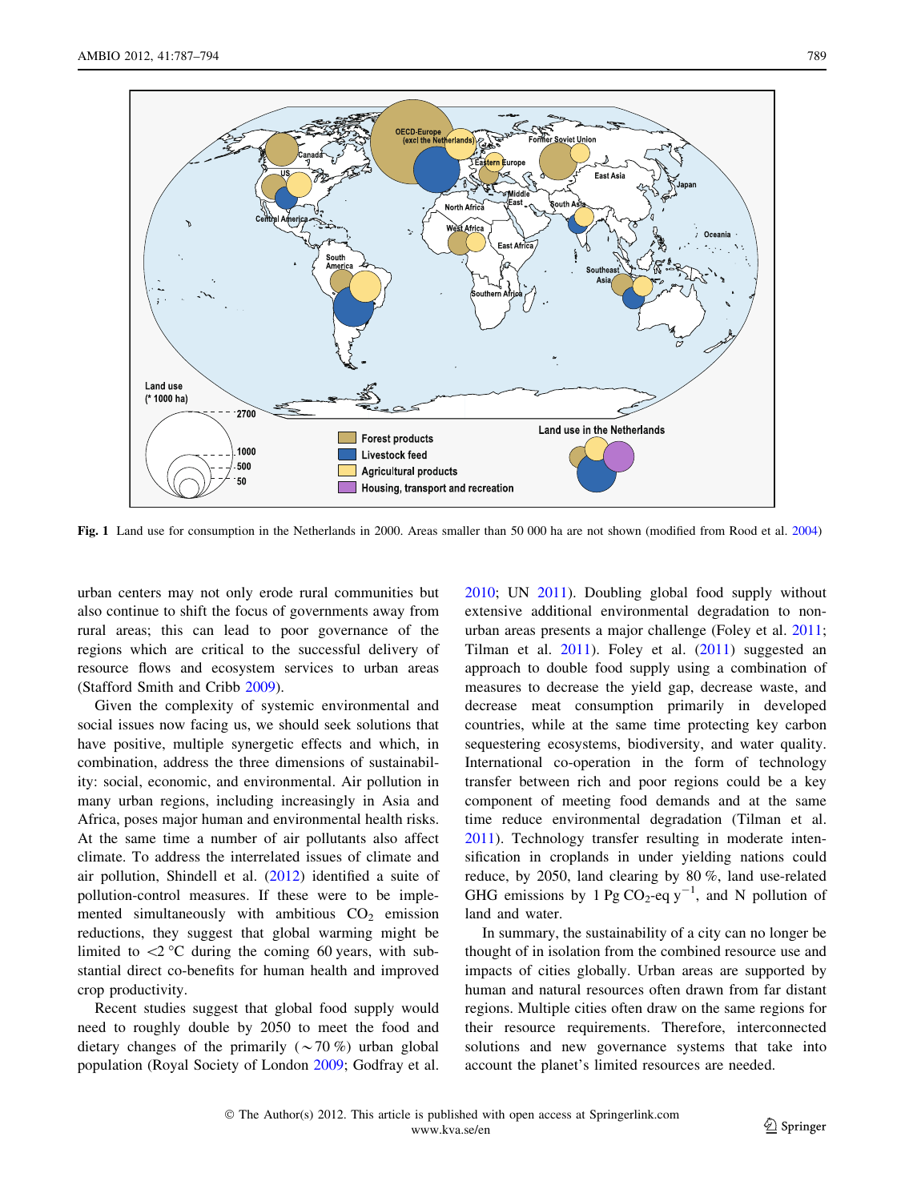**Fig. 1** Land use for consumption in the Netherlands in 2000. Areas smaller than 50 000 ha are not shown (modified from Rood et al. 2004)

urban centers may not only erode rural communities but also continue to shift the focus of governments away from rural areas; this can lead to poor governance of the regions which are critical to the successful delivery of resource flows and ecosystem services to urban areas (Stafford Smith and Cribb 2009).

Given the complexity of systemic environmental and social issues now facing us, we should seek solutions that have positive, multiple synergetic effects and which, in combination, address the three dimensions of sustainability: social, economic, and environmental. Air pollution in many urban regions, including increasingly in Asia and Africa, poses major human and environmental health risks. At the same time a number of air pollutants also affect climate. To address the interrelated issues of climate and air pollution, Shindell et al. (2012) identified a suite of pollution-control measures. If these were to be implemented simultaneously with ambitious $CO_2$ emission reductions, they suggest that global warming might be limited to <2 °C during the coming 60 years, with substantial direct co-benefits for human health and improved crop productivity.

Recent studies suggest that global food supply would need to roughly double by 2050 to meet the food and dietary changes of the primarily (~70 %) urban global population (Royal Society of London 2009; Godfray et al. 2010; UN 2011). Doubling global food supply without extensive additional environmental degradation to non-urban areas presents a major challenge (Foley et al. 2011; Tilman et al. 2011). Foley et al. (2011) suggested an approach to double food supply using a combination of measures to decrease the yield gap, decrease waste, and decrease meat consumption primarily in developed countries, while at the same time protecting key carbon sequestering ecosystems, biodiversity, and water quality. International co-operation in the form of technology transfer between rich and poor regions could be a key component of meeting food demands and at the same time reduce environmental degradation (Tilman et al. 2011). Technology transfer resulting in moderate intensification in croplands in under yielding nations could reduce, by 2050, land clearing by 80 %, land use-related GHG emissions by 1 Pg $CO_2$-eq $y^{-1}$, and N pollution of land and water.

In summary, the sustainability of a city can no longer be thought of in isolation from the combined resource use and impacts of cities globally. Urban areas are supported by human and natural resources often drawn from far distant regions. Multiple cities often draw on the same regions for their resource requirements. Therefore, interconnected solutions and new governance systems that take into account the planet's limited resources are needed.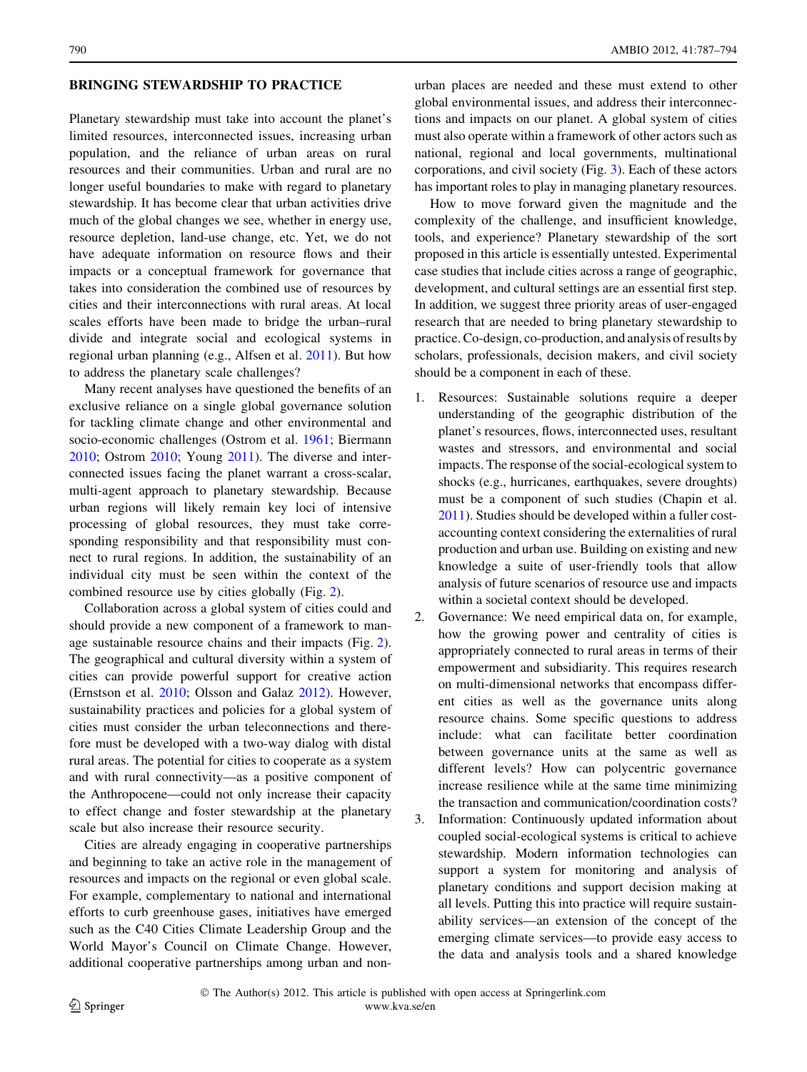## BRINGING STEWARDSHIP TO PRACTICE

Planetary stewardship must take into account the planet's limited resources, interconnected issues, increasing urban population, and the reliance of urban areas on rural resources and their communities. Urban and rural are no longer useful boundaries to make with regard to planetary stewardship. It has become clear that urban activities drive much of the global changes we see, whether in energy use, resource depletion, land-use change, etc. Yet, we do not have adequate information on resource flows and their impacts or a conceptual framework for governance that takes into consideration the combined use of resources by cities and their interconnections with rural areas. At local scales efforts have been made to bridge the urban–rural divide and integrate social and ecological systems in regional urban planning (e.g., Alfsen et al. 2011). But how to address the planetary scale challenges?

Many recent analyses have questioned the benefits of an exclusive reliance on a single global governance solution for tackling climate change and other environmental and socio-economic challenges (Ostrom et al. 1961; Biermann 2010; Ostrom 2010; Young 2011). The diverse and interconnected issues facing the planet warrant a cross-scalar, multi-agent approach to planetary stewardship. Because urban regions will likely remain key loci of intensive processing of global resources, they must take corresponding responsibility and that responsibility must connect to rural regions. In addition, the sustainability of an individual city must be seen within the context of the combined resource use by cities globally (Fig. 2).

Collaboration across a global system of cities could and should provide a new component of a framework to manage sustainable resource chains and their impacts (Fig. 2). The geographical and cultural diversity within a system of cities can provide powerful support for creative action (Ernstson et al. 2010; Olsson and Galaz 2012). However, sustainability practices and policies for a global system of cities must consider the urban teleconnections and therefore must be developed with a two-way dialog with distal rural areas. The potential for cities to cooperate as a system and with rural connectivity—as a positive component of the Anthropocene—could not only increase their capacity to effect change and foster stewardship at the planetary scale but also increase their resource security.

Cities are already engaging in cooperative partnerships and beginning to take an active role in the management of resources and impacts on the regional or even global scale. For example, complementary to national and international efforts to curb greenhouse gases, initiatives have emerged such as the C40 Cities Climate Leadership Group and the World Mayor's Council on Climate Change. However, additional cooperative partnerships among urban and non-urban places are needed and these must extend to other global environmental issues, and address their interconnections and impacts on our planet. A global system of cities must also operate within a framework of other actors such as national, regional and local governments, multinational corporations, and civil society (Fig. 3). Each of these actors has important roles to play in managing planetary resources.

How to move forward given the magnitude and the complexity of the challenge, and insufficient knowledge, tools, and experience? Planetary stewardship of the sort proposed in this article is essentially untested. Experimental case studies that include cities across a range of geographic, development, and cultural settings are an essential first step. In addition, we suggest three priority areas of user-engaged research that are needed to bring planetary stewardship to practice. Co-design, co-production, and analysis of results by scholars, professionals, decision makers, and civil society should be a component in each of these.

1. Resources: Sustainable solutions require a deeper understanding of the geographic distribution of the planet's resources, flows, interconnected uses, resultant wastes and stressors, and environmental and social impacts. The response of the social-ecological system to shocks (e.g., hurricanes, earthquakes, severe droughts) must be a component of such studies (Chapin et al. 2011). Studies should be developed within a fuller cost-accounting context considering the externalities of rural production and urban use. Building on existing and new knowledge a suite of user-friendly tools that allow analysis of future scenarios of resource use and impacts within a societal context should be developed.
2. Governance: We need empirical data on, for example, how the growing power and centrality of cities is appropriately connected to rural areas in terms of their empowerment and subsidiarity. This requires research on multi-dimensional networks that encompass different cities as well as the governance units along resource chains. Some specific questions to address include: what can facilitate better coordination between governance units at the same as well as different levels? How can polycentric governance increase resilience while at the same time minimizing the transaction and communication/coordination costs?
3. Information: Continuously updated information about coupled social-ecological systems is critical to achieve stewardship. Modern information technologies can support a system for monitoring and analysis of planetary conditions and support decision making at all levels. Putting this into practice will require sustainability services—an extension of the concept of the emerging climate services—to provide easy access to the data and analysis tools and a shared knowledge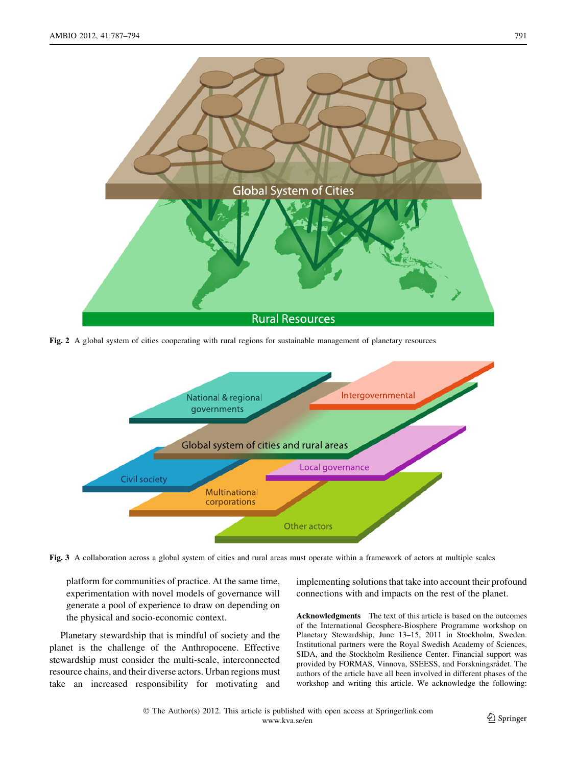Fig. 2 A global system of cities cooperating with rural regions for sustainable management of planetary resources

Fig. 3 A collaboration across a global system of cities and rural areas must operate within a framework of actors at multiple scales

platform for communities of practice. At the same time, experimentation with novel models of governance will generate a pool of experience to draw on depending on the physical and socio-economic context.

Planetary stewardship that is mindful of society and the planet is the challenge of the Anthropocene. Effective stewardship must consider the multi-scale, interconnected resource chains, and their diverse actors. Urban regions must take an increased responsibility for motivating and implementing solutions that take into account their profound connections with and impacts on the rest of the planet.

**Acknowledgments** The text of this article is based on the outcomes of the International Geosphere-Biosphere Programme workshop on Planetary Stewardship, June 13–15, 2011 in Stockholm, Sweden. Institutional partners were the Royal Swedish Academy of Sciences, SIDA, and the Stockholm Resilience Center. Financial support was provided by FORMAS, Vinnova, SSEESS, and Forskningsrådet. The authors of the article have all been involved in different phases of the workshop and writing this article. We acknowledge the following: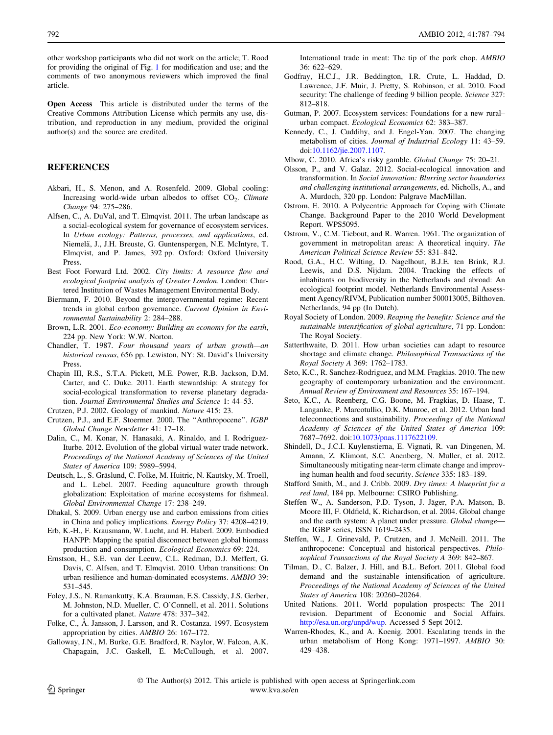other workshop participants who did not work on the article; T. Rood for providing the original of Fig. 1 for modification and use; and the comments of two anonymous reviewers which improved the final article.

**Open Access** This article is distributed under the terms of the Creative Commons Attribution License which permits any use, distribution, and reproduction in any medium, provided the original author(s) and the source are credited.

## REFERENCES

Akbari, H., S. Menon, and A. Rosenfeld. 2009. Global cooling: Increasing world-wide urban albedos to offset $CO_2$. *Climate Change* 94: 275–286.

Alfsen, C., A. DuVal, and T. Elmqvist. 2011. The urban landscape as a social-ecological system for governance of ecosystem services. In *Urban ecology: Patterns, processes, and applications*, ed. Niemelä, J., J.H. Breuste, G. Guntenspergen, N.E. McIntyre, T. Elmqvist, and P. James, 392 pp. Oxford: Oxford University Press.

Best Foot Forward Ltd. 2002. *City limits: A resource flow and ecological footprint analysis of Greater London*. London: Chartered Institution of Wastes Management Environmental Body.

Biermann, F. 2010. Beyond the intergovernmental regime: Recent trends in global carbon governance. *Current Opinion in Environmental Sustainability* 2: 284–288.

Brown, L.R. 2001. *Eco-economy: Building an economy for the earth*, 224 pp. New York: W.W. Norton.

Chandler, T. 1987. *Four thousand years of urban growth—an historical census*, 656 pp. Lewiston, NY: St. David's University Press.

Chapin III, R.S., S.T.A. Pickett, M.E. Power, R.B. Jackson, D.M. Carter, and C. Duke. 2011. Earth stewardship: A strategy for social-ecological transformation to reverse planetary degradation. *Journal Environmental Studies and Science* 1: 44–53.

Crutzen, P.J. 2002. Geology of mankind. *Nature* 415: 23.

Crutzen, P.J., and E.F. Stoermer. 2000. The "Anthropocene". *IGBP Global Change Newsletter* 41: 17–18.

Dalin, C., M. Konar, N. Hanasaki, A. Rinaldo, and I. Rodriguez-Iturbe. 2012. Evolution of the global virtual water trade network. *Proceedings of the National Academy of Sciences of the United States of America* 109: 5989–5994.

Deutsch, L., S. Gräslund, C. Folke, M. Huitric, N. Kautsky, M. Troell, and L. Lebel. 2007. Feeding aquaculture growth through globalization: Exploitation of marine ecosystems for fishmeal. *Global Environmental Change* 17: 238–249.

Dhakal, S. 2009. Urban energy use and carbon emissions from cities in China and policy implications. *Energy Policy* 37: 4208–4219.

Erb, K.-H., F. Krausmann, W. Lucht, and H. Haberl. 2009. Embodied HANPP: Mapping the spatial disconnect between global biomass production and consumption. *Ecological Economics* 69: 224.

Ernstson, H., S.E. van der Leeuw, C.L. Redman, D.J. Meffert, G. Davis, C. Alfsen, and T. Elmqvist. 2010. Urban transitions: On urban resilience and human-dominated ecosystems. *AMBIO* 39: 531–545.

Foley, J.S., N. Ramankutty, K.A. Brauman, E.S. Cassidy, J.S. Gerber, M. Johnston, N.D. Mueller, C. O'Connell, et al. 2011. Solutions for a cultivated planet. *Nature* 478: 337–342.

Folke, C., Å. Jansson, J. Larsson, and R. Costanza. 1997. Ecosystem appropriation by cities. *AMBIO* 26: 167–172.

Galloway, J.N., M. Burke, G.E. Bradford, R. Naylor, W. Falcon, A.K. Chapagain, J.C. Gaskell, E. McCullough, et al. 2007. International trade in meat: The tip of the pork chop. *AMBIO* 36: 622–629.

Godfray, H.C.J., J.R. Beddington, I.R. Crute, L. Haddad, D. Lawrence, J.F. Muir, J. Pretty, S. Robinson, et al. 2010. Food security: The challenge of feeding 9 billion people. *Science* 327: 812–818.

Gutman, P. 2007. Ecosystem services: Foundations for a new rural–urban compact. *Ecological Economics* 62: 383–387.

Kennedy, C., J. Cuddihy, and J. Engel-Yan. 2007. The changing metabolism of cities. *Journal of Industrial Ecology* 11: 43–59. doi:10.1162/jie.2007.1107.

Mbow, C. 2010. Africa's risky gamble. *Global Change* 75: 20–21.

Olsson, P., and V. Galaz. 2012. Social-ecological innovation and transformation. In *Social innovation: Blurring sector boundaries and challenging institutional arrangements*, ed. Nicholls, A., and A. Murdoch, 320 pp. London: Palgrave MacMillan.

Ostrom, E. 2010. A Polycentric Approach for Coping with Climate Change. Background Paper to the 2010 World Development Report. WPS5095.

Ostrom, V., C.M. Tiebout, and R. Warren. 1961. The organization of government in metropolitan areas: A theoretical inquiry. *The American Political Science Review* 55: 831–842.

Rood, G.A., H.C. Wilting, D. Nagelhout, B.J.E. ten Brink, R.J. Leewis, and D.S. Nijdam. 2004. Tracking the effects of inhabitants on biodiversity in the Netherlands and abroad: An ecological footprint model. Netherlands Environmental Assessment Agency/RIVM, Publication number 500013005, Bilthoven. Netherlands, 94 pp (In Dutch).

Royal Society of London. 2009. *Reaping the benefits: Science and the sustainable intensification of global agriculture*, 71 pp. London: The Royal Society.

Satterthwaite, D. 2011. How urban societies can adapt to resource shortage and climate change. *Philosophical Transactions of the Royal Society A* 369: 1762–1783.

Seto, K.C., R. Sanchez-Rodriguez, and M.M. Fragkias. 2010. The new geography of contemporary urbanization and the environment. *Annual Review of Environment and Resources* 35: 167–194.

Seto, K.C., A. Reenberg, C.G. Boone, M. Fragkias, D. Haase, T. Langanke, P. Marcotullio, D.K. Munroe, et al. 2012. Urban land teleconnections and sustainability. *Proceedings of the National Academy of Sciences of the United States of America* 109: 7687–7692. doi:10.1073/pnas.1117622109.

Shindell, D., J.C.I. Kuylenstierna, E. Vignati, R. van Dingenen, M. Amann, Z. Klimont, S.C. Anenberg, N. Muller, et al. 2012. Simultaneously mitigating near-term climate change and improving human health and food security. *Science* 335: 183–189.

Stafford Smith, M., and J. Cribb. 2009. *Dry times: A blueprint for a red land*, 184 pp. Melbourne: CSIRO Publishing.

Steffen W., A. Sanderson, P.D. Tyson, J. Jäger, P.A. Matson, B. Moore III, F. Oldfield, K. Richardson, et al. 2004. Global change and the earth system: A planet under pressure. *Global change—the IGBP series*, ISSN 1619–2435.

Steffen, W., J. Grinevald, P. Crutzen, and J. McNeill. 2011. The anthropocene: Conceptual and historical perspectives. *Philosophical Transactions of the Royal Society A* 369: 842–867.

Tilman, D., C. Balzer, J. Hill, and B.L. Befort. 2011. Global food demand and the sustainable intensification of agriculture. *Proceedings of the National Academy of Sciences of the United States of America* 108: 20260–20264.

United Nations. 2011. World population prospects: The 2011 revision. Department of Economic and Social Affairs. http://esa.un.org/unpd/wup. Accessed 5 Sept 2012.

Warren-Rhodes, K., and A. Koenig. 2001. Escalating trends in the urban metabolism of Hong Kong: 1971–1997. *AMBIO* 30: 429–438.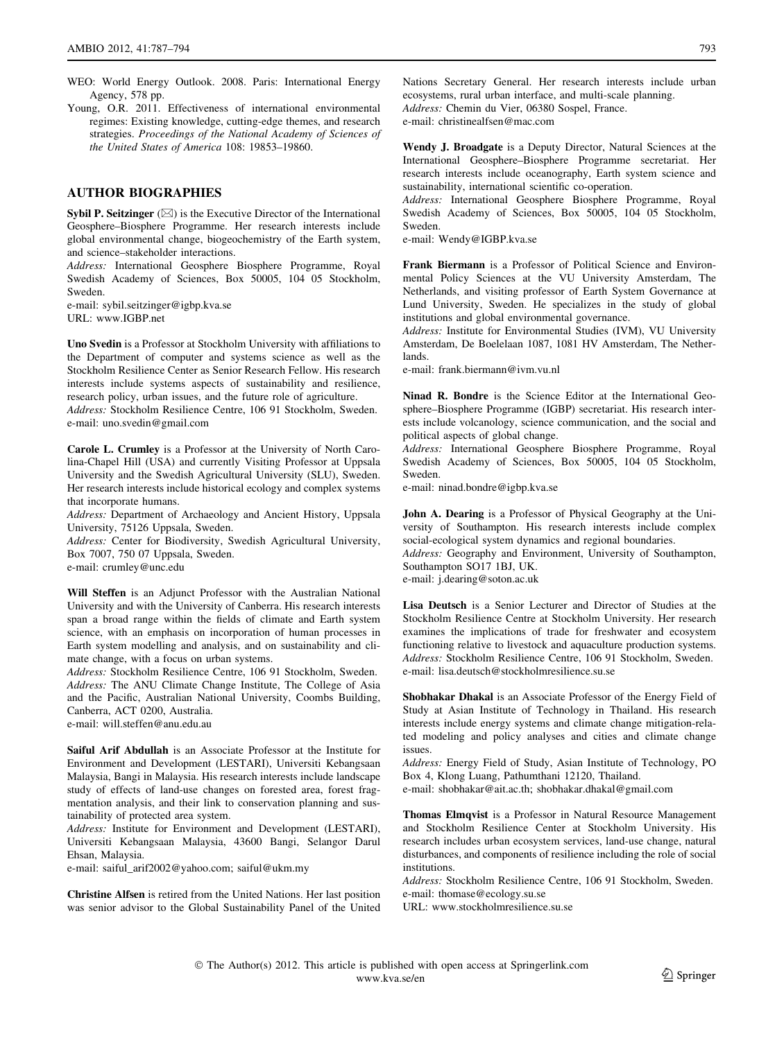WEO: World Energy Outlook. 2008. Paris: International Energy Agency, 578 pp.

Young, O.R. 2011. Effectiveness of international environmental regimes: Existing knowledge, cutting-edge themes, and research strategies. *Proceedings of the National Academy of Sciences of the United States of America* 108: 19853–19860.

## AUTHOR BIOGRAPHIES

**Sybil P. Seitzinger** (✉) is the Executive Director of the International Geosphere–Biosphere Programme. Her research interests include global environmental change, biogeochemistry of the Earth system, and science–stakeholder interactions.

*Address:* International Geosphere Biosphere Programme, Royal Swedish Academy of Sciences, Box 50005, 104 05 Stockholm, Sweden.

e-mail: sybil.seitzinger@igbp.kva.se

URL: www.IGBP.net

**Uno Svedin** is a Professor at Stockholm University with affiliations to the Department of computer and systems science as well as the Stockholm Resilience Center as Senior Research Fellow. His research interests include systems aspects of sustainability and resilience, research policy, urban issues, and the future role of agriculture.

*Address:* Stockholm Resilience Centre, 106 91 Stockholm, Sweden.

e-mail: uno.svedin@gmail.com

**Carole L. Crumley** is a Professor at the University of North Carolina-Chapel Hill (USA) and currently Visiting Professor at Uppsala University and the Swedish Agricultural University (SLU), Sweden. Her research interests include historical ecology and complex systems that incorporate humans.

*Address:* Department of Archaeology and Ancient History, Uppsala University, 75126 Uppsala, Sweden.

*Address:* Center for Biodiversity, Swedish Agricultural University, Box 7007, 750 07 Uppsala, Sweden.

e-mail: crumley@unc.edu

**Will Steffen** is an Adjunct Professor with the Australian National University and with the University of Canberra. His research interests span a broad range within the fields of climate and Earth system science, with an emphasis on incorporation of human processes in Earth system modelling and analysis, and on sustainability and climate change, with a focus on urban systems.

*Address:* Stockholm Resilience Centre, 106 91 Stockholm, Sweden.

*Address:* The ANU Climate Change Institute, The College of Asia and the Pacific, Australian National University, Coombs Building, Canberra, ACT 0200, Australia.

e-mail: will.steffen@anu.edu.au

**Saiful Arif Abdullah** is an Associate Professor at the Institute for Environment and Development (LESTARI), Universiti Kebangsaan Malaysia, Bangi in Malaysia. His research interests include landscape study of effects of land-use changes on forested area, forest fragmentation analysis, and their link to conservation planning and sustainability of protected area system.

*Address:* Institute for Environment and Development (LESTARI), Universiti Kebangsaan Malaysia, 43600 Bangi, Selangor Darul Ehsan, Malaysia.

e-mail: saiful_arif2002@yahoo.com; saiful@ukm.my

**Christine Alfsen** is retired from the United Nations. Her last position was senior advisor to the Global Sustainability Panel of the United Nations Secretary General. Her research interests include urban ecosystems, rural urban interface, and multi-scale planning.

*Address:* Chemin du Vier, 06380 Sospel, France.

e-mail: christinealfsen@mac.com

**Wendy J. Broadgate** is a Deputy Director, Natural Sciences at the International Geosphere–Biosphere Programme secretariat. Her research interests include oceanography, Earth system science and sustainability, international scientific co-operation.

*Address:* International Geosphere Biosphere Programme, Royal Swedish Academy of Sciences, Box 50005, 104 05 Stockholm, Sweden.

e-mail: Wendy@IGBP.kva.se

**Frank Biermann** is a Professor of Political Science and Environmental Policy Sciences at the VU University Amsterdam, The Netherlands, and visiting professor of Earth System Governance at Lund University, Sweden. He specializes in the study of global institutions and global environmental governance.

*Address:* Institute for Environmental Studies (IVM), VU University Amsterdam, De Boelelaan 1087, 1081 HV Amsterdam, The Netherlands.

e-mail: frank.biermann@ivm.vu.nl

**Ninad R. Bondre** is the Science Editor at the International Geosphere–Biosphere Programme (IGBP) secretariat. His research interests include volcanology, science communication, and the social and political aspects of global change.

*Address:* International Geosphere Biosphere Programme, Royal Swedish Academy of Sciences, Box 50005, 104 05 Stockholm, Sweden.

e-mail: ninad.bondre@igbp.kva.se

**John A. Dearing** is a Professor of Physical Geography at the University of Southampton. His research interests include complex social-ecological system dynamics and regional boundaries.

*Address:* Geography and Environment, University of Southampton, Southampton SO17 1BJ, UK.

e-mail: j.dearing@soton.ac.uk

**Lisa Deutsch** is a Senior Lecturer and Director of Studies at the Stockholm Resilience Centre at Stockholm University. Her research examines the implications of trade for freshwater and ecosystem functioning relative to livestock and aquaculture production systems.

*Address:* Stockholm Resilience Centre, 106 91 Stockholm, Sweden.

e-mail: lisa.deutsch@stockholmresilience.su.se

**Shobhakar Dhakal** is an Associate Professor of the Energy Field of Study at Asian Institute of Technology in Thailand. His research interests include energy systems and climate change mitigation-related modeling and policy analyses and cities and climate change issues.

*Address:* Energy Field of Study, Asian Institute of Technology, PO Box 4, Klong Luang, Pathumthani 12120, Thailand.

e-mail: shobhakar@ait.ac.th; shobhakar.dhakal@gmail.com

**Thomas Elmqvist** is a Professor in Natural Resource Management and Stockholm Resilience Center at Stockholm University. His research includes urban ecosystem services, land-use change, natural disturbances, and components of resilience including the role of social institutions.

*Address:* Stockholm Resilience Centre, 106 91 Stockholm, Sweden.

e-mail: thomase@ecology.su.se

URL: www.stockholmresilience.su.se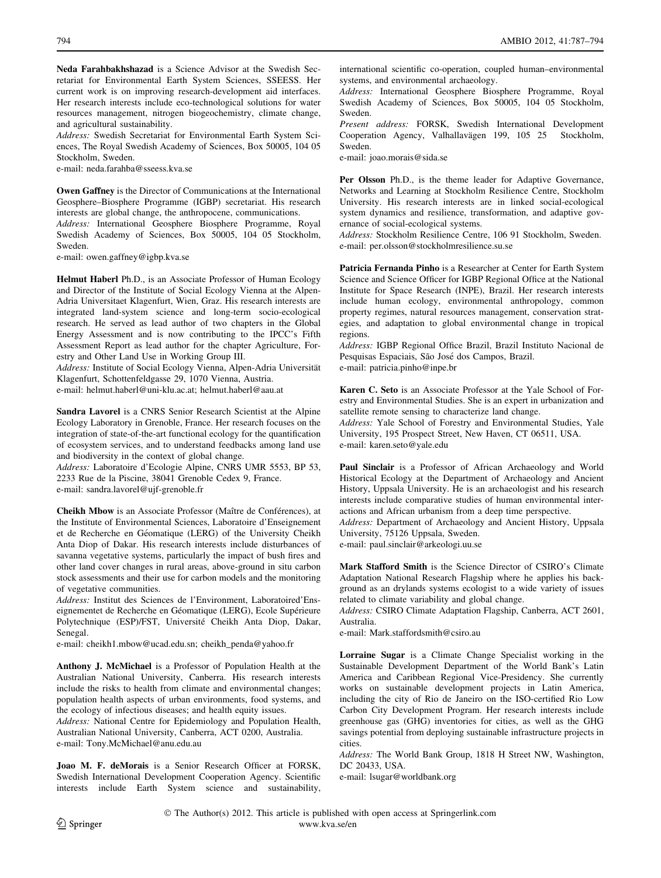**Neda Farahbakhshazad** is a Science Advisor at the Swedish Secretariat for Environmental Earth System Sciences, SSEESS. Her current work is on improving research-development aid interfaces. Her research interests include eco-technological solutions for water resources management, nitrogen biogeochemistry, climate change, and agricultural sustainability.

*Address:* Swedish Secretariat for Environmental Earth System Sciences, The Royal Swedish Academy of Sciences, Box 50005, 104 05 Stockholm, Sweden.

e-mail: neda.farahba@sseess.kva.se

**Owen Gaffney** is the Director of Communications at the International Geosphere–Biosphere Programme (IGBP) secretariat. His research interests are global change, the anthropocene, communications.

*Address:* International Geosphere Biosphere Programme, Royal Swedish Academy of Sciences, Box 50005, 104 05 Stockholm, Sweden.

e-mail: owen.gaffney@igbp.kva.se

**Helmut Haberl** Ph.D., is an Associate Professor of Human Ecology and Director of the Institute of Social Ecology Vienna at the Alpen-Adria Universitaet Klagenfurt, Wien, Graz. His research interests are integrated land-system science and long-term socio-ecological research. He served as lead author of two chapters in the Global Energy Assessment and is now contributing to the IPCC's Fifth Assessment Report as lead author for the chapter Agriculture, Forestry and Other Land Use in Working Group III.

*Address:* Institute of Social Ecology Vienna, Alpen-Adria Universität Klagenfurt, Schottenfeldgasse 29, 1070 Vienna, Austria.

e-mail: helmut.haberl@uni-klu.ac.at; helmut.haberl@aau.at

**Sandra Lavorel** is a CNRS Senior Research Scientist at the Alpine Ecology Laboratory in Grenoble, France. Her research focuses on the integration of state-of-the-art functional ecology for the quantification of ecosystem services, and to understand feedbacks among land use and biodiversity in the context of global change.

*Address:* Laboratoire d'Ecologie Alpine, CNRS UMR 5553, BP 53, 2233 Rue de la Piscine, 38041 Grenoble Cedex 9, France.

e-mail: sandra.lavorel@ujf-grenoble.fr

**Cheikh Mbow** is an Associate Professor (Maître de Conférences), at the Institute of Environmental Sciences, Laboratoire d'Enseignement et de Recherche en Géomatique (LERG) of the University Cheikh Anta Diop of Dakar. His research interests include disturbances of savanna vegetative systems, particularly the impact of bush fires and other land cover changes in rural areas, above-ground in situ carbon stock assessments and their use for carbon models and the monitoring of vegetative communities.

*Address:* Institut des Sciences de l'Environment, Laboratoired'Enseignementet de Recherche en Géomatique (LERG), Ecole Supérieure Polytechnique (ESP)/FST, Université Cheikh Anta Diop, Dakar, Senegal.

e-mail: cheikh1.mbow@ucad.edu.sn; cheikh_penda@yahoo.fr

**Anthony J. McMichael** is a Professor of Population Health at the Australian National University, Canberra. His research interests include the risks to health from climate and environmental changes; population health aspects of urban environments, food systems, and the ecology of infectious diseases; and health equity issues.

*Address:* National Centre for Epidemiology and Population Health, Australian National University, Canberra, ACT 0200, Australia.

e-mail: Tony.McMichael@anu.edu.au

**Joao M. F. deMorais** is a Senior Research Officer at FORSK, Swedish International Development Cooperation Agency. Scientific interests include Earth System science and sustainability, international scientific co-operation, coupled human–environmental systems, and environmental archaeology.

*Address:* International Geosphere Biosphere Programme, Royal Swedish Academy of Sciences, Box 50005, 104 05 Stockholm, Sweden.

*Present address:* FORSK, Swedish International Development Cooperation Agency, Valhallavägen 199, 105 25 Stockholm, Sweden.

e-mail: joao.morais@sida.se

**Per Olsson** Ph.D., is the theme leader for Adaptive Governance, Networks and Learning at Stockholm Resilience Centre, Stockholm University. His research interests are in linked social-ecological system dynamics and resilience, transformation, and adaptive governance of social-ecological systems.

*Address:* Stockholm Resilience Centre, 106 91 Stockholm, Sweden.

e-mail: per.olsson@stockholmresilience.su.se

**Patricia Fernanda Pinho** is a Researcher at Center for Earth System Science and Science Officer for IGBP Regional Office at the National Institute for Space Research (INPE), Brazil. Her research interests include human ecology, environmental anthropology, common property regimes, natural resources management, conservation strategies, and adaptation to global environmental change in tropical regions.

*Address:* IGBP Regional Office Brazil, Brazil Instituto Nacional de Pesquisas Espaciais, São José dos Campos, Brazil.

e-mail: patricia.pinho@inpe.br

**Karen C. Seto** is an Associate Professor at the Yale School of Forestry and Environmental Studies. She is an expert in urbanization and satellite remote sensing to characterize land change.

*Address:* Yale School of Forestry and Environmental Studies, Yale University, 195 Prospect Street, New Haven, CT 06511, USA.

e-mail: karen.seto@yale.edu

**Paul Sinclair** is a Professor of African Archaeology and World Historical Ecology at the Department of Archaeology and Ancient History, Uppsala University. He is an archaeologist and his research interests include comparative studies of human environmental interactions and African urbanism from a deep time perspective.

*Address:* Department of Archaeology and Ancient History, Uppsala University, 75126 Uppsala, Sweden.

e-mail: paul.sinclair@arkeologi.uu.se

**Mark Stafford Smith** is the Science Director of CSIRO's Climate Adaptation National Research Flagship where he applies his background as an drylands systems ecologist to a wide variety of issues related to climate variability and global change.

*Address:* CSIRO Climate Adaptation Flagship, Canberra, ACT 2601, Australia.

e-mail: Mark.staffordsmith@csiro.au

**Lorraine Sugar** is a Climate Change Specialist working in the Sustainable Development Department of the World Bank's Latin America and Caribbean Regional Vice-Presidency. She currently works on sustainable development projects in Latin America, including the city of Rio de Janeiro on the ISO-certified Rio Low Carbon City Development Program. Her research interests include greenhouse gas (GHG) inventories for cities, as well as the GHG savings potential from deploying sustainable infrastructure projects in cities.

*Address:* The World Bank Group, 1818 H Street NW, Washington, DC 20433, USA.

e-mail: lsugar@worldbank.org